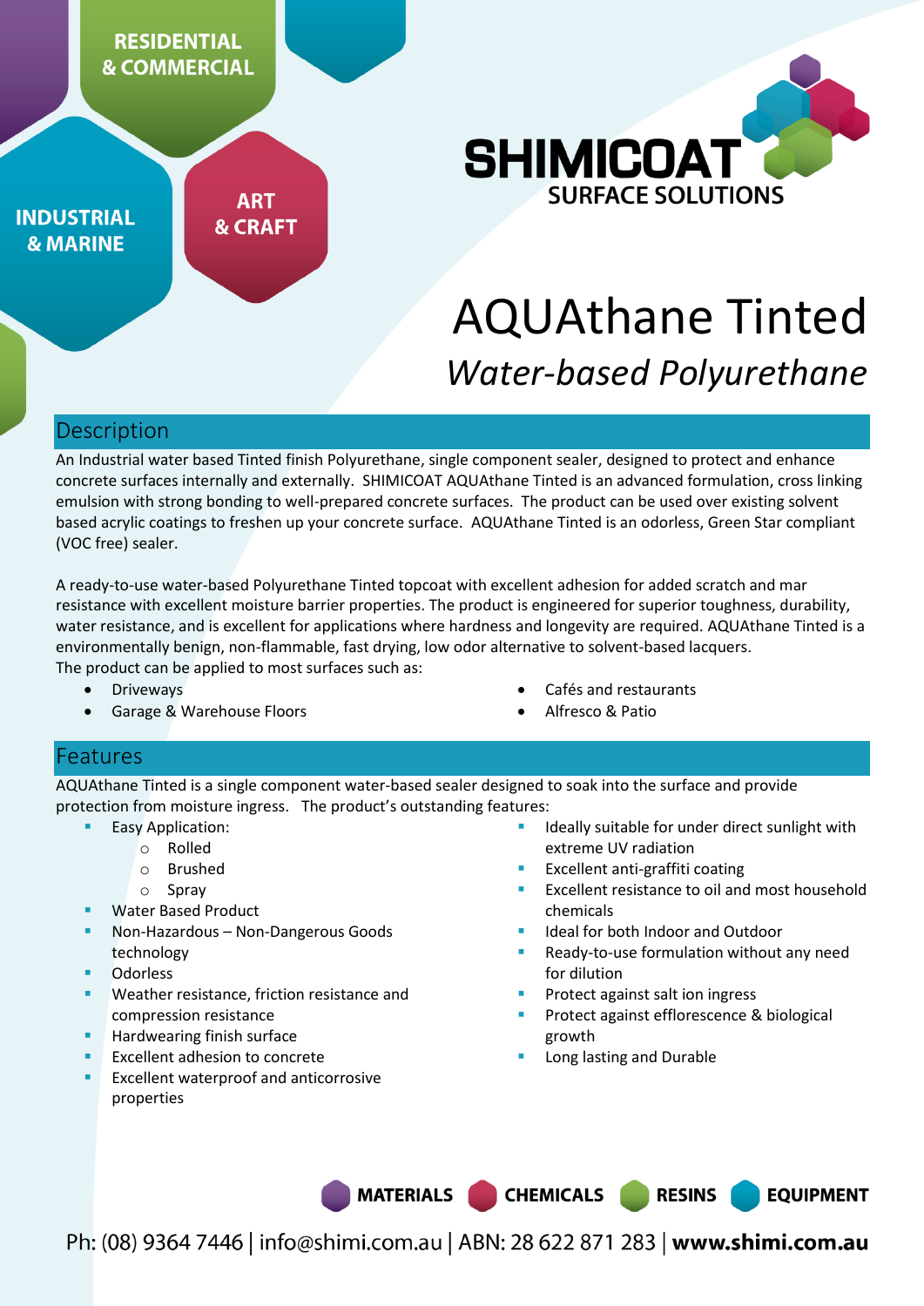RESIDENTIAL & COMMERCIAL

INDUSTRIAL & MARINE

ART & CRAFT

SHIMICOAT SURFACE SOLUTIONS

# AQUAthane Tinted

*Water-based Polyurethane*

## Description

An Industrial water based Tinted finish Polyurethane, single component sealer, designed to protect and enhance concrete surfaces internally and externally. SHIMICOAT AQUAthane Tinted is an advanced formulation, cross linking emulsion with strong bonding to well-prepared concrete surfaces. The product can be used over existing solvent based acrylic coatings to freshen up your concrete surface. AQUAthane Tinted is an odorless, Green Star compliant (VOC free) sealer.

A ready-to-use water-based Polyurethane Tinted topcoat with excellent adhesion for added scratch and mar resistance with excellent moisture barrier properties. The product is engineered for superior toughness, durability, water resistance, and is excellent for applications where hardness and longevity are required. AQUAthane Tinted is a environmentally benign, non-flammable, fast drying, low odor alternative to solvent-based lacquers.
The product can be applied to most surfaces such as:

- Driveways
- Garage & Warehouse Floors
- Cafés and restaurants
- Alfresco & Patio

## Features

AQUAthane Tinted is a single component water-based sealer designed to soak into the surface and provide protection from moisture ingress. The product's outstanding features:

- Easy Application:
  - Rolled
  - Brushed
  - Spray
- Water Based Product
- Non-Hazardous – Non-Dangerous Goods technology
- Odorless
- Weather resistance, friction resistance and compression resistance
- Hardwearing finish surface
- Excellent adhesion to concrete
- Excellent waterproof and anticorrosive properties
- Ideally suitable for under direct sunlight with extreme UV radiation
- Excellent anti-graffiti coating
- Excellent resistance to oil and most household chemicals
- Ideal for both Indoor and Outdoor
- Ready-to-use formulation without any need for dilution
- Protect against salt ion ingress
- Protect against efflorescence & biological growth
- Long lasting and Durable

MATERIALS CHEMICALS RESINS EQUIPMENT

Ph: (08) 9364 7446 | info@shimi.com.au | ABN: 28 622 871 283 | **www.shimi.com.au**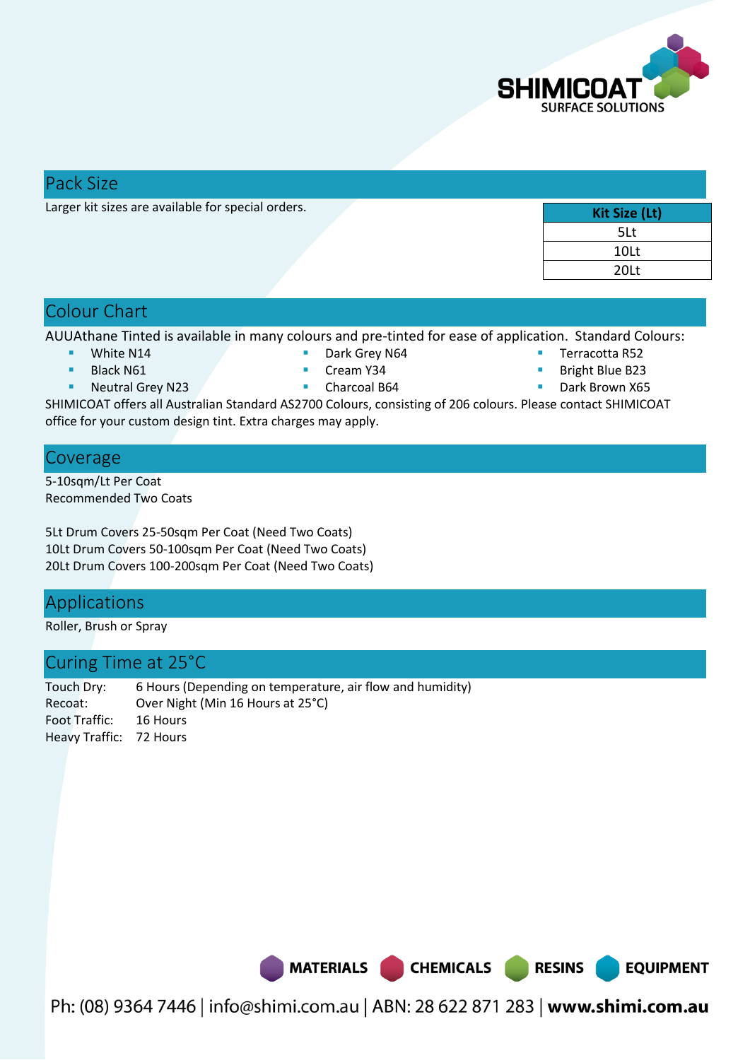## Pack Size

Larger kit sizes are available for special orders.

| Kit Size (Lt) |
|---|
| 5Lt |
| 10Lt |
| 20Lt |

## Colour Chart

AUUAthane Tinted is available in many colours and pre-tinted for ease of application. Standard Colours:

- White N14
- Black N61
- Neutral Grey N23
- Dark Grey N64
- Cream Y34
- Charcoal B64
- Terracotta R52
- Bright Blue B23
- Dark Brown X65

SHIMICOAT offers all Australian Standard AS2700 Colours, consisting of 206 colours. Please contact SHIMICOAT office for your custom design tint. Extra charges may apply.

## Coverage

5-10sqm/Lt Per Coat
Recommended Two Coats

5Lt Drum Covers 25-50sqm Per Coat (Need Two Coats)
10Lt Drum Covers 50-100sqm Per Coat (Need Two Coats)
20Lt Drum Covers 100-200sqm Per Coat (Need Two Coats)

## Applications

Roller, Brush or Spray

## Curing Time at 25°C

| | |
|---|---|
| Touch Dry: | 6 Hours (Depending on temperature, air flow and humidity) |
| Recoat: | Over Night (Min 16 Hours at 25°C) |
| Foot Traffic: | 16 Hours |
| Heavy Traffic: | 72 Hours |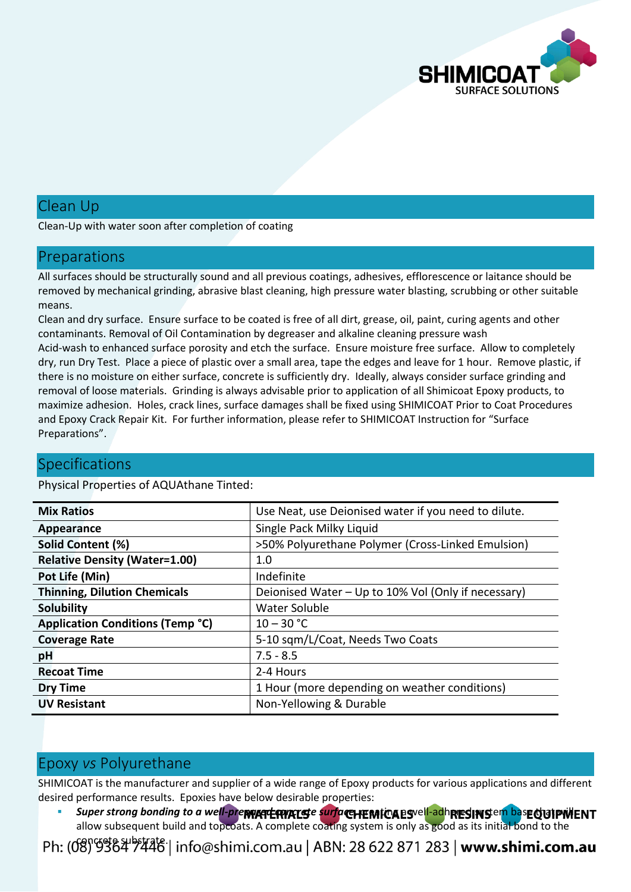## Clean Up

Clean-Up with water soon after completion of coating

## Preparations

All surfaces should be structurally sound and all previous coatings, adhesives, efflorescence or laitance should be removed by mechanical grinding, abrasive blast cleaning, high pressure water blasting, scrubbing or other suitable means.

Clean and dry surface. Ensure surface to be coated is free of all dirt, grease, oil, paint, curing agents and other contaminants. Removal of Oil Contamination by degreaser and alkaline cleaning pressure wash

Acid-wash to enhanced surface porosity and etch the surface. Ensure moisture free surface. Allow to completely dry, run Dry Test. Place a piece of plastic over a small area, tape the edges and leave for 1 hour. Remove plastic, if there is no moisture on either surface, concrete is sufficiently dry. Ideally, always consider surface grinding and removal of loose materials. Grinding is always advisable prior to application of all Shimicoat Epoxy products, to maximize adhesion. Holes, crack lines, surface damages shall be fixed using SHIMICOAT Prior to Coat Procedures and Epoxy Crack Repair Kit. For further information, please refer to SHIMICOAT Instruction for "Surface Preparations".

## Specifications

Physical Properties of AQUAthane Tinted:

| | |
|---|---|
| **Mix Ratios** | Use Neat, use Deionised water if you need to dilute. |
| **Appearance** | Single Pack Milky Liquid |
| **Solid Content (%)** | >50% Polyurethane Polymer (Cross-Linked Emulsion) |
| **Relative Density (Water=1.00)** | 1.0 |
| **Pot Life (Min)** | Indefinite |
| **Thinning, Dilution Chemicals** | Deionised Water – Up to 10% Vol (Only if necessary) |
| **Solubility** | Water Soluble |
| **Application Conditions (Temp °C)** | 10 – 30 °C |
| **Coverage Rate** | 5-10 sqm/L/Coat, Needs Two Coats |
| **pH** | 7.5 - 8.5 |
| **Recoat Time** | 2-4 Hours |
| **Dry Time** | 1 Hour (more depending on weather conditions) |
| **UV Resistant** | Non-Yellowing & Durable |

## Epoxy *vs* Polyurethane

SHIMICOAT is the manufacturer and supplier of a wide range of Epoxy products for various applications and different desired performance results. Epoxies have below desirable properties:

- ***Super strong bonding to a well-prepared concrete surface***, creating a well-adhered system base that will allow subsequent build and topcoats. A complete coating system is only as good as its initial bond to the concrete substrate.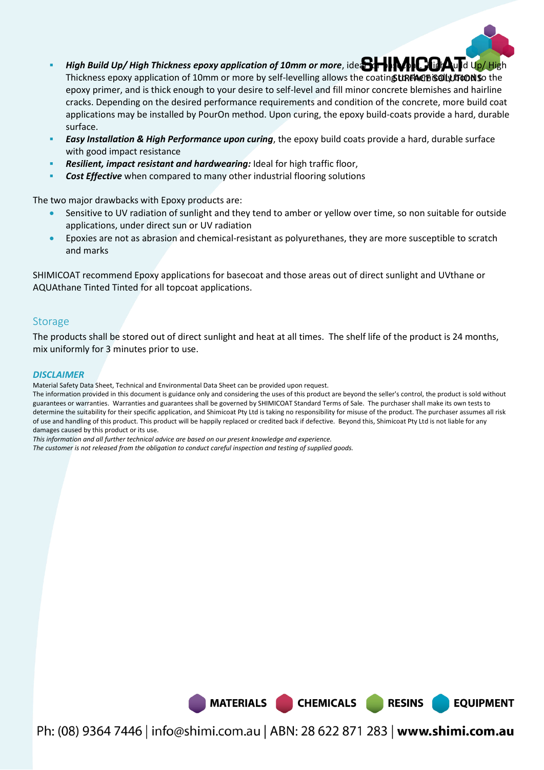- ***High Build Up/ High Thickness epoxy application of 10mm or more***, ideal for SHIMICOAT High Build Up/ High Thickness epoxy application of 10mm or more by self-levelling allows the coating to adhere well to the epoxy primer, and is thick enough to your desire to self-level and fill minor concrete blemishes and hairline cracks. Depending on the desired performance requirements and condition of the concrete, more build coat applications may be installed by PourOn method. Upon curing, the epoxy build-coats provide a hard, durable surface.
- ***Easy Installation & High Performance upon curing***, the epoxy build coats provide a hard, durable surface with good impact resistance
- ***Resilient, impact resistant and hardwearing:*** Ideal for high traffic floor,
- ***Cost Effective*** when compared to many other industrial flooring solutions

The two major drawbacks with Epoxy products are:

- Sensitive to UV radiation of sunlight and they tend to amber or yellow over time, so non suitable for outside applications, under direct sun or UV radiation
- Epoxies are not as abrasion and chemical-resistant as polyurethanes, they are more susceptible to scratch and marks

SHIMICOAT recommend Epoxy applications for basecoat and those areas out of direct sunlight and UVthane or AQUAthane Tinted Tinted for all topcoat applications.

## Storage

The products shall be stored out of direct sunlight and heat at all times. The shelf life of the product is 24 months, mix uniformly for 3 minutes prior to use.

### *DISCLAIMER*

Material Safety Data Sheet, Technical and Environmental Data Sheet can be provided upon request.

The information provided in this document is guidance only and considering the uses of this product are beyond the seller's control, the product is sold without guarantees or warranties. Warranties and guarantees shall be governed by SHIMICOAT Standard Terms of Sale. The purchaser shall make its own tests to determine the suitability for their specific application, and Shimicoat Pty Ltd is taking no responsibility for misuse of the product. The purchaser assumes all risk of use and handling of this product. This product will be happily replaced or credited back if defective. Beyond this, Shimicoat Pty Ltd is not liable for any damages caused by this product or its use.

*This information and all further technical advice are based on our present knowledge and experience.*

*The customer is not released from the obligation to conduct careful inspection and testing of supplied goods.*